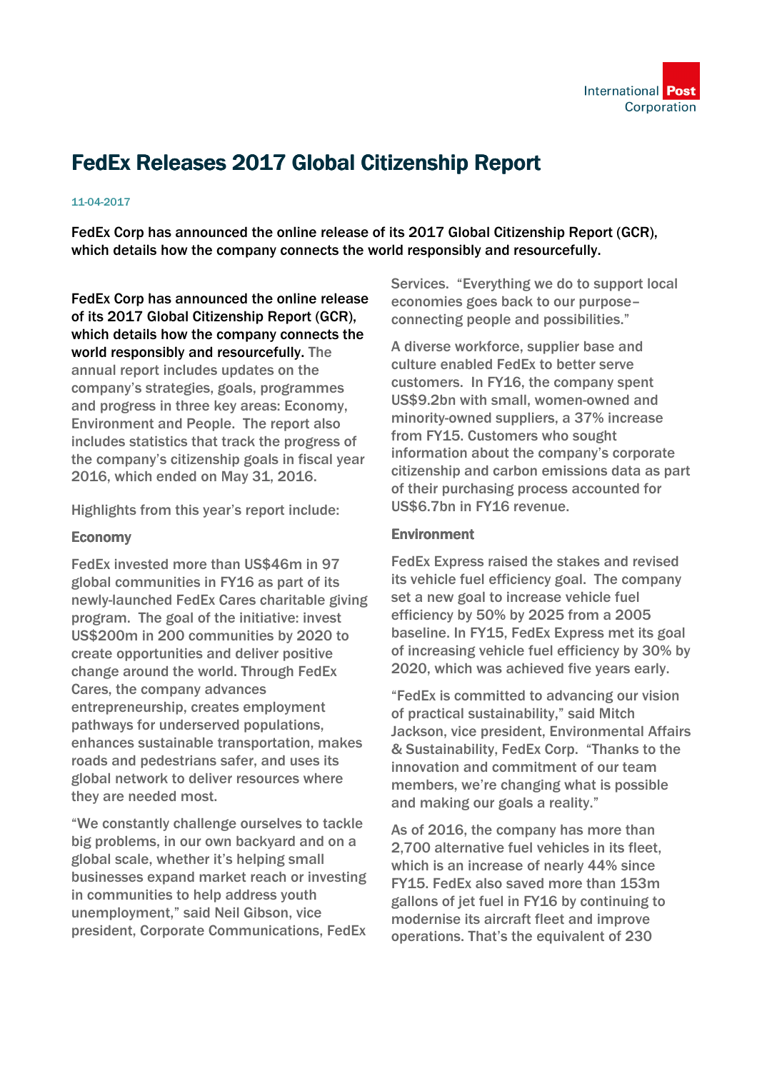# FedEx Releases 2017 Global Citizenship Report

11-04-2017

**FedEx Corp has announced the online release of its 2017 Global Citizenship Report (GCR), which details how the company connects the world responsibly and resourcefully.**

**FedEx Corp has announced the online release of its 2017 Global Citizenship Report (GCR), which details how the company connects the world responsibly and resourcefully.** The annual report includes updates on the company's strategies, goals, programmes and progress in three key areas: Economy, Environment and People. The report also includes statistics that track the progress of the company's citizenship goals in fiscal year 2016, which ended on May 31, 2016.

Highlights from this year's report include:

### Economy

FedEx invested more than US$46m in 97 global communities in FY16 as part of its newly-launched FedEx Cares charitable giving program. The goal of the initiative: invest US$200m in 200 communities by 2020 to create opportunities and deliver positive change around the world. Through FedEx Cares, the company advances entrepreneurship, creates employment pathways for underserved populations, enhances sustainable transportation, makes roads and pedestrians safer, and uses its global network to deliver resources where they are needed most.

"We constantly challenge ourselves to tackle big problems, in our own backyard and on a global scale, whether it's helping small businesses expand market reach or investing in communities to help address youth unemployment," said Neil Gibson, vice president, Corporate Communications, FedEx Services. "Everything we do to support local economies goes back to our purpose– connecting people and possibilities."

A diverse workforce, supplier base and culture enabled FedEx to better serve customers. In FY16, the company spent US$9.2bn with small, women-owned and minority-owned suppliers, a 37% increase from FY15. Customers who sought information about the company's corporate citizenship and carbon emissions data as part of their purchasing process accounted for US$6.7bn in FY16 revenue.

### Environment

FedEx Express raised the stakes and revised its vehicle fuel efficiency goal. The company set a new goal to increase vehicle fuel efficiency by 50% by 2025 from a 2005 baseline. In FY15, FedEx Express met its goal of increasing vehicle fuel efficiency by 30% by 2020, which was achieved five years early.

"FedEx is committed to advancing our vision of practical sustainability," said Mitch Jackson, vice president, Environmental Affairs & Sustainability, FedEx Corp. "Thanks to the innovation and commitment of our team members, we're changing what is possible and making our goals a reality."

As of 2016, the company has more than 2,700 alternative fuel vehicles in its fleet, which is an increase of nearly 44% since FY15. FedEx also saved more than 153m gallons of jet fuel in FY16 by continuing to modernise its aircraft fleet and improve operations. That's the equivalent of 230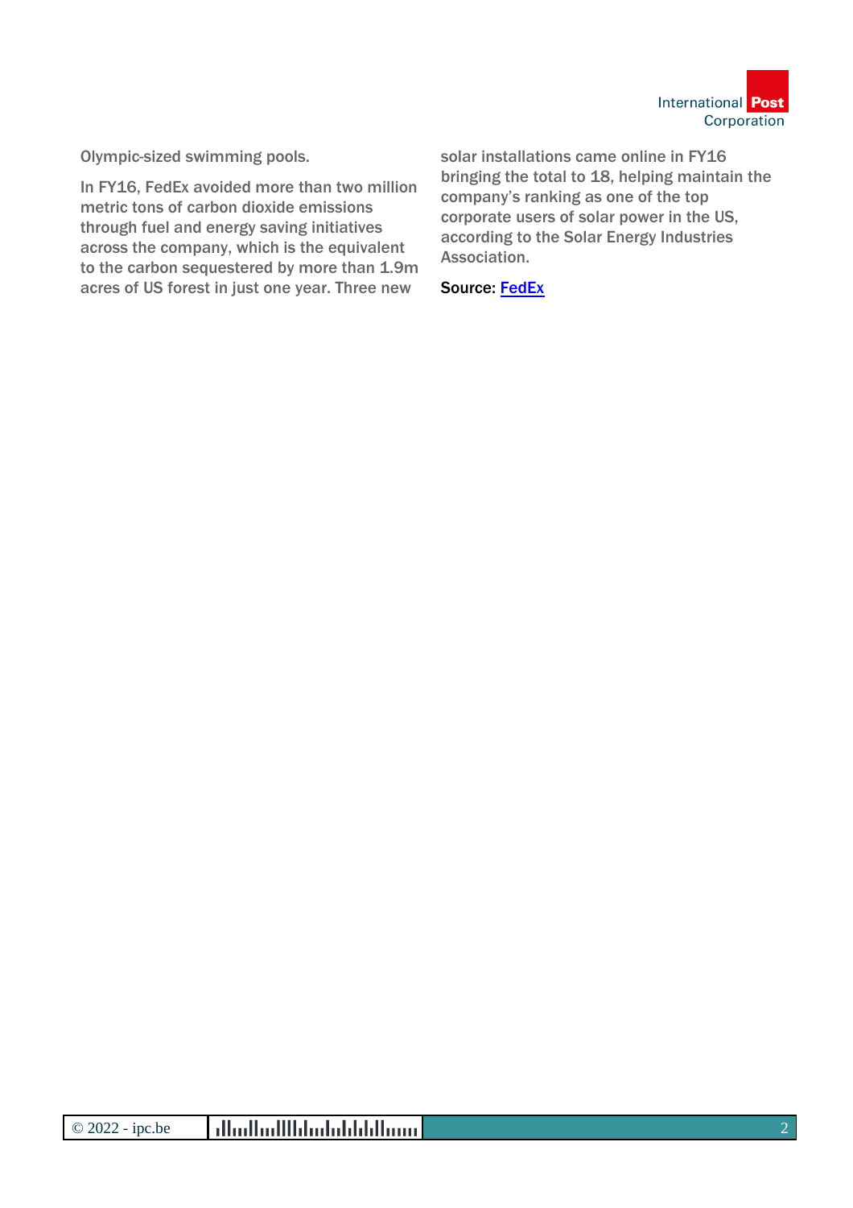Olympic-sized swimming pools.

In FY16, FedEx avoided more than two million metric tons of carbon dioxide emissions through fuel and energy saving initiatives across the company, which is the equivalent to the carbon sequestered by more than 1.9m acres of US forest in just one year. Three new solar installations came online in FY16 bringing the total to 18, helping maintain the company's ranking as one of the top corporate users of solar power in the US, according to the Solar Energy Industries Association.

Source: FedEx